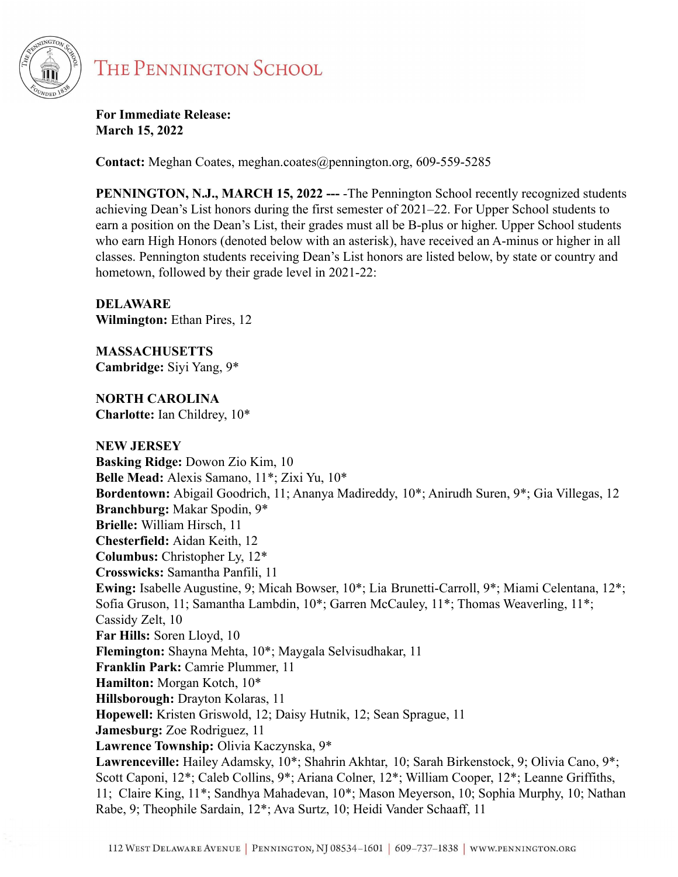# The Pennington School

**For Immediate Release:**
**March 15, 2022**

**Contact:** Meghan Coates, meghan.coates@pennington.org, 609-559-5285

**PENNINGTON, N.J., MARCH 15, 2022 ---** -The Pennington School recently recognized students achieving Dean's List honors during the first semester of 2021–22. For Upper School students to earn a position on the Dean's List, their grades must all be B-plus or higher. Upper School students who earn High Honors (denoted below with an asterisk), have received an A-minus or higher in all classes. Pennington students receiving Dean's List honors are listed below, by state or country and hometown, followed by their grade level in 2021-22:

**DELAWARE**
**Wilmington:** Ethan Pires, 12

**MASSACHUSETTS**
**Cambridge:** Siyi Yang, 9*

**NORTH CAROLINA**
**Charlotte:** Ian Childrey, 10*

**NEW JERSEY**
**Basking Ridge:** Dowon Zio Kim, 10
**Belle Mead:** Alexis Samano, 11*; Zixi Yu, 10*
**Bordentown:** Abigail Goodrich, 11; Ananya Madireddy, 10*; Anirudh Suren, 9*; Gia Villegas, 12
**Branchburg:** Makar Spodin, 9*
**Brielle:** William Hirsch, 11
**Chesterfield:** Aidan Keith, 12
**Columbus:** Christopher Ly, 12*
**Crosswicks:** Samantha Panfili, 11
**Ewing:** Isabelle Augustine, 9; Micah Bowser, 10*; Lia Brunetti-Carroll, 9*; Miami Celentana, 12*; Sofia Gruson, 11; Samantha Lambdin, 10*; Garren McCauley, 11*; Thomas Weaverling, 11*; Cassidy Zelt, 10
**Far Hills:** Soren Lloyd, 10
**Flemington:** Shayna Mehta, 10*; Maygala Selvisudhakar, 11
**Franklin Park:** Camrie Plummer, 11
**Hamilton:** Morgan Kotch, 10*
**Hillsborough:** Drayton Kolaras, 11
**Hopewell:** Kristen Griswold, 12; Daisy Hutnik, 12; Sean Sprague, 11
**Jamesburg:** Zoe Rodriguez, 11
**Lawrence Township:** Olivia Kaczynska, 9*
**Lawrenceville:** Hailey Adamsky, 10*; Shahrin Akhtar, 10; Sarah Birkenstock, 9; Olivia Cano, 9*; Scott Caponi, 12*; Caleb Collins, 9*; Ariana Colner, 12*; William Cooper, 12*; Leanne Griffiths, 11; Claire King, 11*; Sandhya Mahadevan, 10*; Mason Meyerson, 10; Sophia Murphy, 10; Nathan Rabe, 9; Theophile Sardain, 12*; Ava Surtz, 10; Heidi Vander Schaaff, 11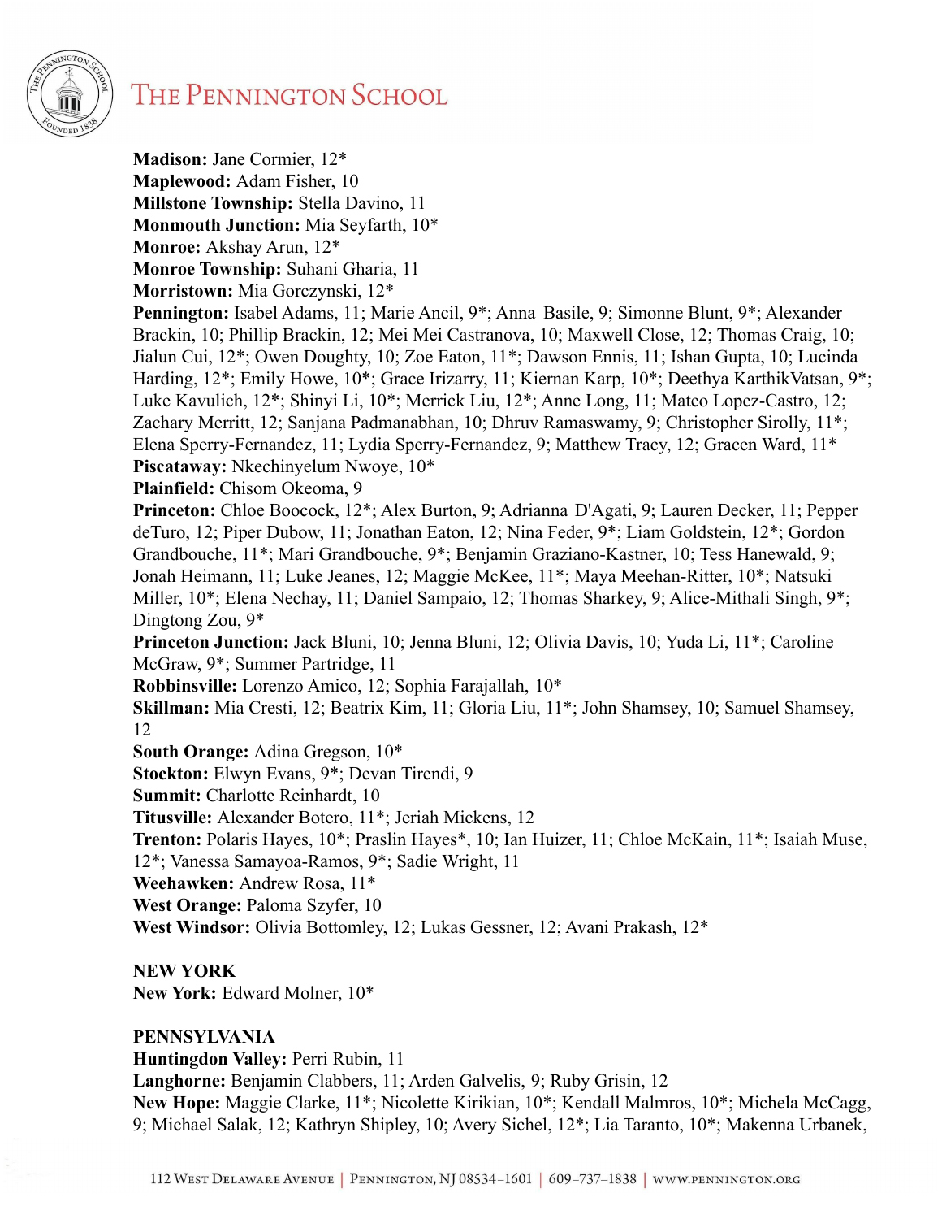**Madison:** Jane Cormier, 12*
**Maplewood:** Adam Fisher, 10
**Millstone Township:** Stella Davino, 11
**Monmouth Junction:** Mia Seyfarth, 10*
**Monroe:** Akshay Arun, 12*
**Monroe Township:** Suhani Gharia, 11
**Morristown:** Mia Gorczynski, 12*
**Pennington:** Isabel Adams, 11; Marie Ancil, 9*; Anna Basile, 9; Simonne Blunt, 9*; Alexander Brackin, 10; Phillip Brackin, 12; Mei Mei Castranova, 10; Maxwell Close, 12; Thomas Craig, 10; Jialun Cui, 12*; Owen Doughty, 10; Zoe Eaton, 11*; Dawson Ennis, 11; Ishan Gupta, 10; Lucinda Harding, 12*; Emily Howe, 10*; Grace Irizarry, 11; Kiernan Karp, 10*; Deethya KarthikVatsan, 9*; Luke Kavulich, 12*; Shinyi Li, 10*; Merrick Liu, 12*; Anne Long, 11; Mateo Lopez-Castro, 12; Zachary Merritt, 12; Sanjana Padmanabhan, 10; Dhruv Ramaswamy, 9; Christopher Sirolly, 11*; Elena Sperry-Fernandez, 11; Lydia Sperry-Fernandez, 9; Matthew Tracy, 12; Gracen Ward, 11*
**Piscataway:** Nkechinyelum Nwoye, 10*
**Plainfield:** Chisom Okeoma, 9
**Princeton:** Chloe Boocock, 12*; Alex Burton, 9; Adrianna D'Agati, 9; Lauren Decker, 11; Pepper deTuro, 12; Piper Dubow, 11; Jonathan Eaton, 12; Nina Feder, 9*; Liam Goldstein, 12*; Gordon Grandbouche, 11*; Mari Grandbouche, 9*; Benjamin Graziano-Kastner, 10; Tess Hanewald, 9; Jonah Heimann, 11; Luke Jeanes, 12; Maggie McKee, 11*; Maya Meehan-Ritter, 10*; Natsuki Miller, 10*; Elena Nechay, 11; Daniel Sampaio, 12; Thomas Sharkey, 9; Alice-Mithali Singh, 9*; Dingtong Zou, 9*
**Princeton Junction:** Jack Bluni, 10; Jenna Bluni, 12; Olivia Davis, 10; Yuda Li, 11*; Caroline McGraw, 9*; Summer Partridge, 11
**Robbinsville:** Lorenzo Amico, 12; Sophia Farajallah, 10*
**Skillman:** Mia Cresti, 12; Beatrix Kim, 11; Gloria Liu, 11*; John Shamsey, 10; Samuel Shamsey, 12
**South Orange:** Adina Gregson, 10*
**Stockton:** Elwyn Evans, 9*; Devan Tirendi, 9
**Summit:** Charlotte Reinhardt, 10
**Titusville:** Alexander Botero, 11*; Jeriah Mickens, 12
**Trenton:** Polaris Hayes, 10*; Praslin Hayes*, 10; Ian Huizer, 11; Chloe McKain, 11*; Isaiah Muse, 12*; Vanessa Samayoa-Ramos, 9*; Sadie Wright, 11
**Weehawken:** Andrew Rosa, 11*
**West Orange:** Paloma Szyfer, 10
**West Windsor:** Olivia Bottomley, 12; Lukas Gessner, 12; Avani Prakash, 12*

**NEW YORK**
**New York:** Edward Molner, 10*

**PENNSYLVANIA**
**Huntingdon Valley:** Perri Rubin, 11
**Langhorne:** Benjamin Clabbers, 11; Arden Galvelis, 9; Ruby Grisin, 12
**New Hope:** Maggie Clarke, 11*; Nicolette Kirikian, 10*; Kendall Malmros, 10*; Michela McCagg, 9; Michael Salak, 12; Kathryn Shipley, 10; Avery Sichel, 12*; Lia Taranto, 10*; Makenna Urbanek,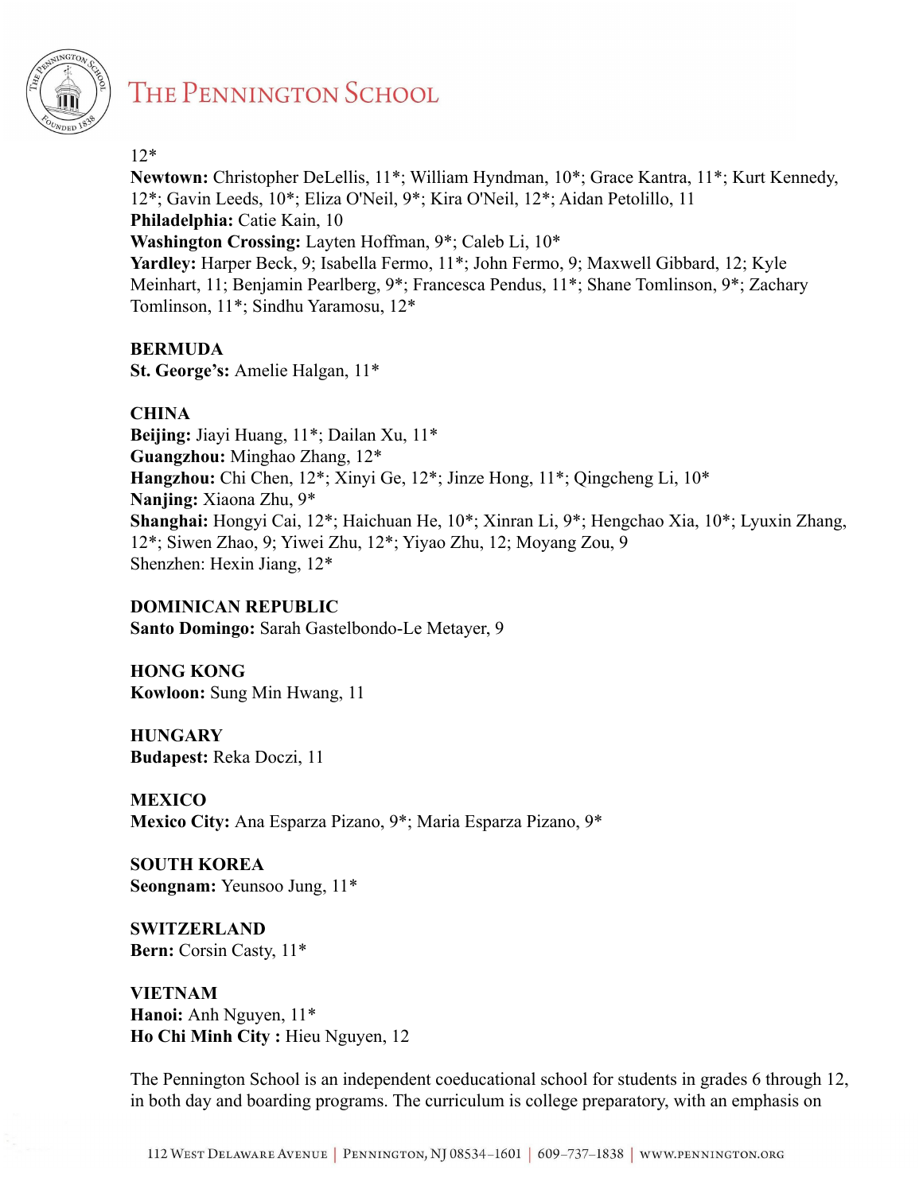12*
**Newtown:** Christopher DeLellis, 11*; William Hyndman, 10*; Grace Kantra, 11*; Kurt Kennedy, 12*; Gavin Leeds, 10*; Eliza O'Neil, 9*; Kira O'Neil, 12*; Aidan Petolillo, 11
**Philadelphia:** Catie Kain, 10
**Washington Crossing:** Layten Hoffman, 9*; Caleb Li, 10*
**Yardley:** Harper Beck, 9; Isabella Fermo, 11*; John Fermo, 9; Maxwell Gibbard, 12; Kyle Meinhart, 11; Benjamin Pearlberg, 9*; Francesca Pendus, 11*; Shane Tomlinson, 9*; Zachary Tomlinson, 11*; Sindhu Yaramosu, 12*

**BERMUDA**
**St. George's:** Amelie Halgan, 11*

**CHINA**
**Beijing:** Jiayi Huang, 11*; Dailan Xu, 11*
**Guangzhou:** Minghao Zhang, 12*
**Hangzhou:** Chi Chen, 12*; Xinyi Ge, 12*; Jinze Hong, 11*; Qingcheng Li, 10*
**Nanjing:** Xiaona Zhu, 9*
**Shanghai:** Hongyi Cai, 12*; Haichuan He, 10*; Xinran Li, 9*; Hengchao Xia, 10*; Lyuxin Zhang, 12*; Siwen Zhao, 9; Yiwei Zhu, 12*; Yiyao Zhu, 12; Moyang Zou, 9
Shenzhen: Hexin Jiang, 12*

**DOMINICAN REPUBLIC**
**Santo Domingo:** Sarah Gastelbondo-Le Metayer, 9

**HONG KONG**
**Kowloon:** Sung Min Hwang, 11

**HUNGARY**
**Budapest:** Reka Doczi, 11

**MEXICO**
**Mexico City:** Ana Esparza Pizano, 9*; Maria Esparza Pizano, 9*

**SOUTH KOREA**
**Seongnam:** Yeunsoo Jung, 11*

**SWITZERLAND**
**Bern:** Corsin Casty, 11*

**VIETNAM**
**Hanoi:** Anh Nguyen, 11*
**Ho Chi Minh City :** Hieu Nguyen, 12

The Pennington School is an independent coeducational school for students in grades 6 through 12, in both day and boarding programs. The curriculum is college preparatory, with an emphasis on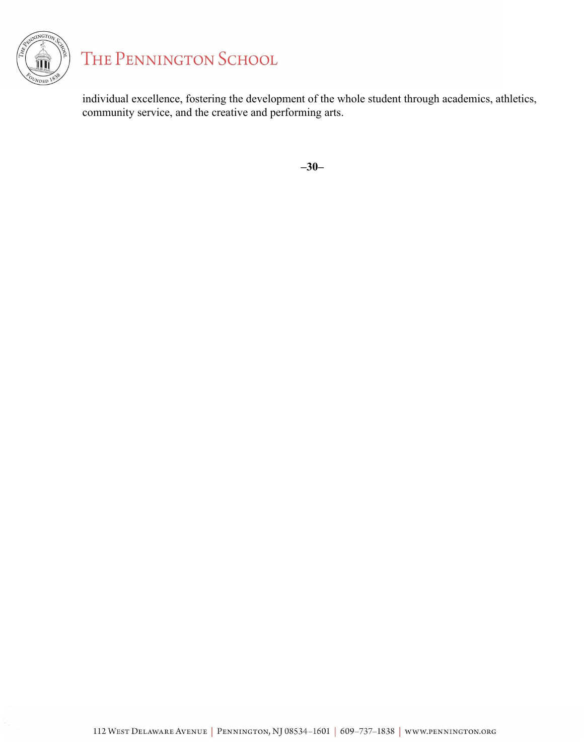individual excellence, fostering the development of the whole student through academics, athletics, community service, and the creative and performing arts.

**–30–**